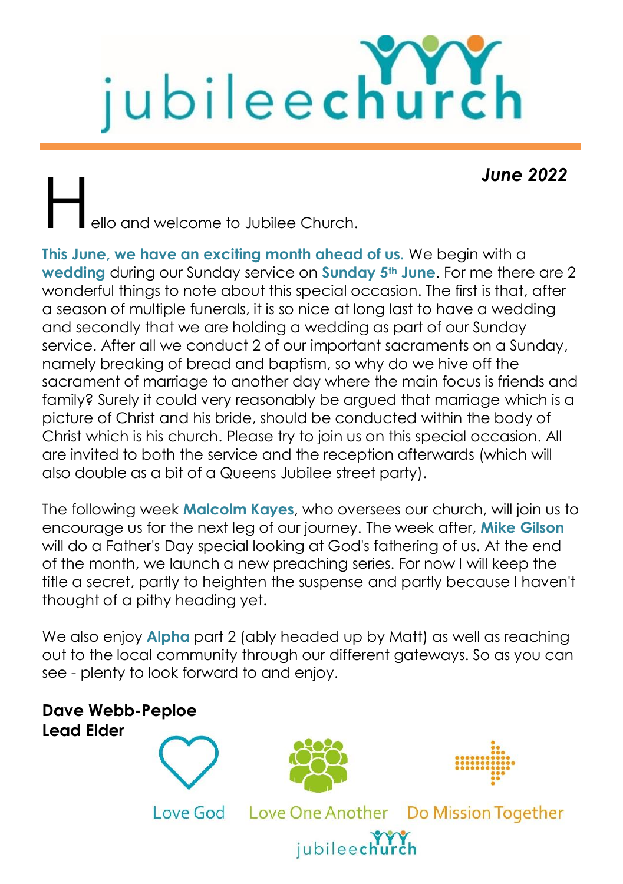# jubileechurch

***June 2022***

Hello and welcome to Jubilee Church.

**This June, we have an exciting month ahead of us.** We begin with a **wedding** during our Sunday service on **Sunday 5th June**. For me there are 2 wonderful things to note about this special occasion. The first is that, after a season of multiple funerals, it is so nice at long last to have a wedding and secondly that we are holding a wedding as part of our Sunday service. After all we conduct 2 of our important sacraments on a Sunday, namely breaking of bread and baptism, so why do we hive off the sacrament of marriage to another day where the main focus is friends and family? Surely it could very reasonably be argued that marriage which is a picture of Christ and his bride, should be conducted within the body of Christ which is his church. Please try to join us on this special occasion. All are invited to both the service and the reception afterwards (which will also double as a bit of a Queens Jubilee street party).

The following week **Malcolm Kayes**, who oversees our church, will join us to encourage us for the next leg of our journey. The week after, **Mike Gilson** will do a Father's Day special looking at God's fathering of us. At the end of the month, we launch a new preaching series. For now I will keep the title a secret, partly to heighten the suspense and partly because I haven't thought of a pithy heading yet.

We also enjoy **Alpha** part 2 (ably headed up by Matt) as well as reaching out to the local community through our different gateways. So as you can see - plenty to look forward to and enjoy.

**Dave Webb-Peploe**
**Lead Elder**

Love God | Love One Another | Do Mission Together

jubileechurch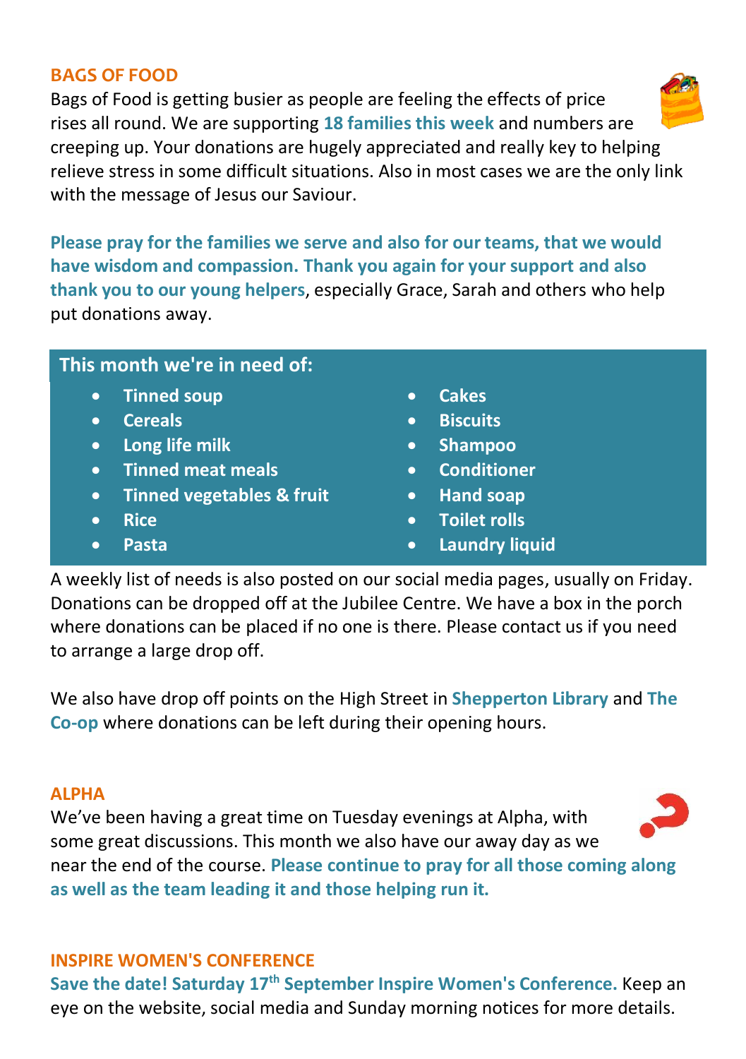## BAGS OF FOOD

Bags of Food is getting busier as people are feeling the effects of price rises all round. We are supporting **18 families this week** and numbers are creeping up. Your donations are hugely appreciated and really key to helping relieve stress in some difficult situations. Also in most cases we are the only link with the message of Jesus our Saviour.

**Please pray for the families we serve and also for our teams, that we would have wisdom and compassion. Thank you again for your support and also thank you to our young helpers**, especially Grace, Sarah and others who help put donations away.

**This month we're in need of:**

- Tinned soup
- Cereals
- Long life milk
- Tinned meat meals
- Tinned vegetables & fruit
- Rice
- Pasta
- Cakes
- Biscuits
- Shampoo
- Conditioner
- Hand soap
- Toilet rolls
- Laundry liquid

A weekly list of needs is also posted on our social media pages, usually on Friday. Donations can be dropped off at the Jubilee Centre. We have a box in the porch where donations can be placed if no one is there. Please contact us if you need to arrange a large drop off.

We also have drop off points on the High Street in **Shepperton Library** and **The Co-op** where donations can be left during their opening hours.

## ALPHA

We've been having a great time on Tuesday evenings at Alpha, with some great discussions. This month we also have our away day as we near the end of the course. **Please continue to pray for all those coming along as well as the team leading it and those helping run it.**

## INSPIRE WOMEN'S CONFERENCE

**Save the date! Saturday 17th September Inspire Women's Conference.** Keep an eye on the website, social media and Sunday morning notices for more details.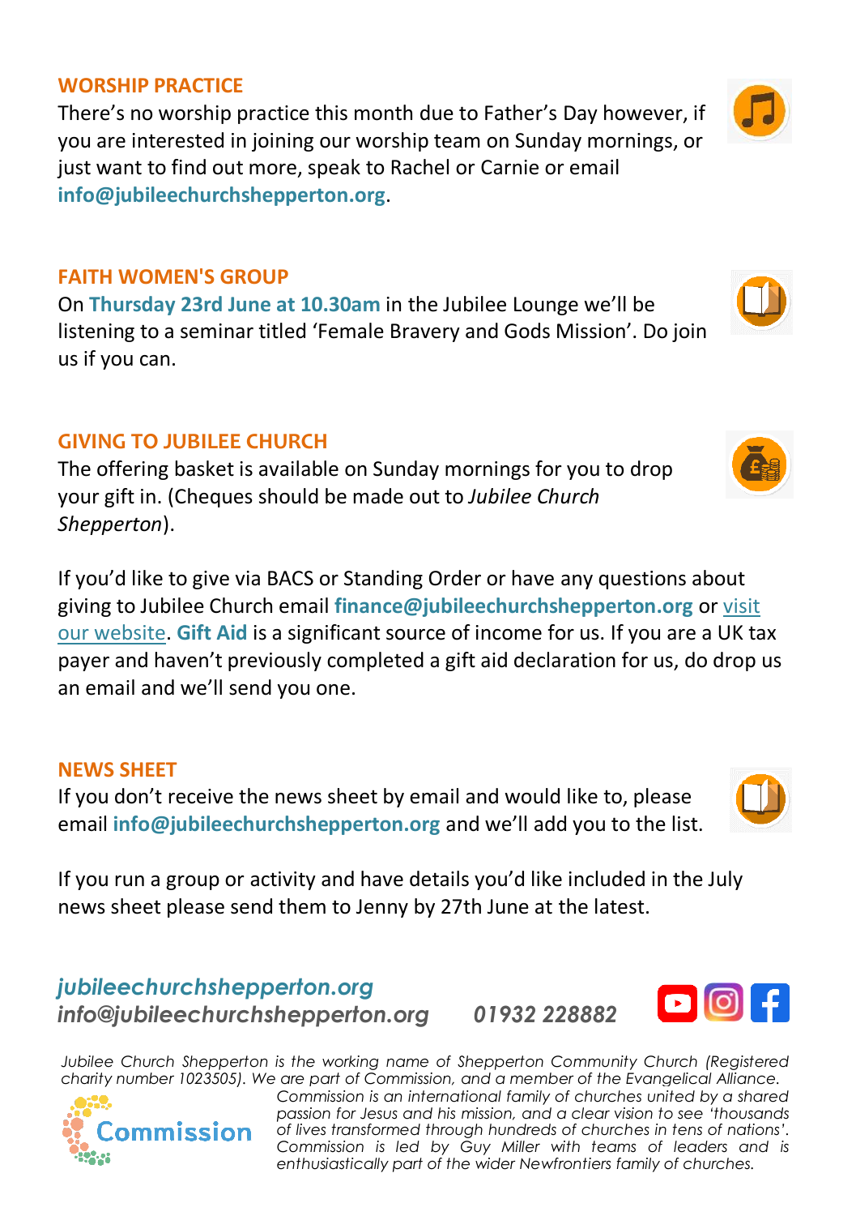## WORSHIP PRACTICE

There's no worship practice this month due to Father's Day however, if you are interested in joining our worship team on Sunday mornings, or just want to find out more, speak to Rachel or Carnie or email **info@jubileechurchshepperton.org**.

## FAITH WOMEN'S GROUP

On **Thursday 23rd June at 10.30am** in the Jubilee Lounge we'll be listening to a seminar titled 'Female Bravery and Gods Mission'. Do join us if you can.

## GIVING TO JUBILEE CHURCH

The offering basket is available on Sunday mornings for you to drop your gift in. (Cheques should be made out to *Jubilee Church Shepperton*).

If you'd like to give via BACS or Standing Order or have any questions about giving to Jubilee Church email **finance@jubileechurchshepperton.org** or visit our website. **Gift Aid** is a significant source of income for us. If you are a UK tax payer and haven't previously completed a gift aid declaration for us, do drop us an email and we'll send you one.

## NEWS SHEET

If you don't receive the news sheet by email and would like to, please email **info@jubileechurchshepperton.org** and we'll add you to the list.

If you run a group or activity and have details you'd like included in the July news sheet please send them to Jenny by 27th June at the latest.

***jubileechurchshepperton.org***
***info@jubileechurchshepperton.org*** ***01932 228882***

*Jubilee Church Shepperton is the working name of Shepperton Community Church (Registered charity number 1023505). We are part of Commission, and a member of the Evangelical Alliance.*

Commission

*Commission is an international family of churches united by a shared passion for Jesus and his mission, and a clear vision to see 'thousands of lives transformed through hundreds of churches in tens of nations'. Commission is led by Guy Miller with teams of leaders and is enthusiastically part of the wider Newfrontiers family of churches.*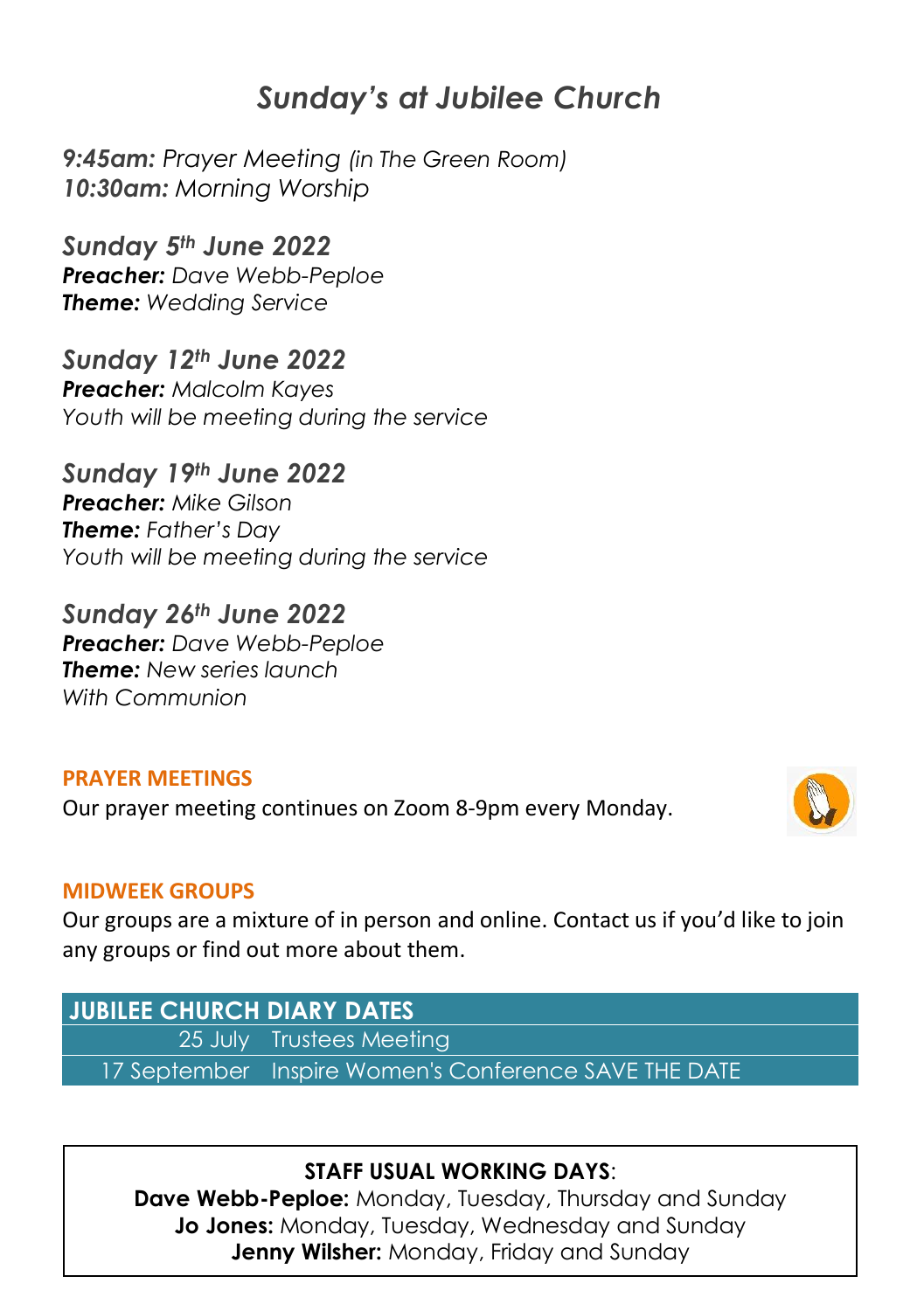# *Sunday's at Jubilee Church*

***9:45am:*** *Prayer Meeting (in The Green Room)*
***10:30am:*** *Morning Worship*

### *Sunday 5th June 2022*
***Preacher:*** *Dave Webb-Peploe*
***Theme:*** *Wedding Service*

### *Sunday 12th June 2022*
***Preacher:*** *Malcolm Kayes*
*Youth will be meeting during the service*

### *Sunday 19th June 2022*
***Preacher:*** *Mike Gilson*
***Theme:*** *Father's Day*
*Youth will be meeting during the service*

### *Sunday 26th June 2022*
***Preacher:*** *Dave Webb-Peploe*
***Theme:*** *New series launch*
*With Communion*

## PRAYER MEETINGS

Our prayer meeting continues on Zoom 8-9pm every Monday.

## MIDWEEK GROUPS

Our groups are a mixture of in person and online. Contact us if you'd like to join any groups or find out more about them.

| JUBILEE CHURCH DIARY DATES | |
|---|---|
| 25 July | Trustees Meeting |
| 17 September | Inspire Women's Conference SAVE THE DATE |

**STAFF USUAL WORKING DAYS**:
**Dave Webb-Peploe:** Monday, Tuesday, Thursday and Sunday
**Jo Jones:** Monday, Tuesday, Wednesday and Sunday
**Jenny Wilsher:** Monday, Friday and Sunday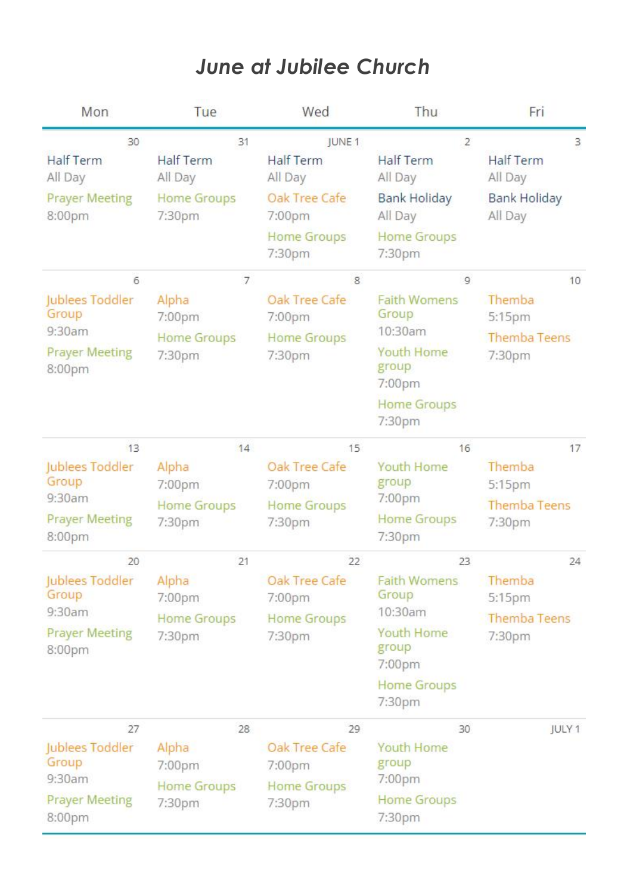# *June at Jubilee Church*

| Mon | Tue | Wed | Thu | Fri |
|---|---|---|---|---|
| 30<br>Half Term<br>All Day<br>Prayer Meeting<br>8:00pm | 31<br>Half Term<br>All Day<br>Home Groups<br>7:30pm | JUNE 1<br>Half Term<br>All Day<br>Oak Tree Cafe<br>7:00pm<br>Home Groups<br>7:30pm | 2<br>Half Term<br>All Day<br>Bank Holiday<br>All Day<br>Home Groups<br>7:30pm | 3<br>Half Term<br>All Day<br>Bank Holiday<br>All Day |
| 6<br>Jublees Toddler Group<br>9:30am<br>Prayer Meeting<br>8:00pm | 7<br>Alpha<br>7:00pm<br>Home Groups<br>7:30pm | 8<br>Oak Tree Cafe<br>7:00pm<br>Home Groups<br>7:30pm | 9<br>Faith Womens Group<br>10:30am<br>Youth Home group<br>7:00pm<br>Home Groups<br>7:30pm | 10<br>Themba<br>5:15pm<br>Themba Teens<br>7:30pm |
| 13<br>Jublees Toddler Group<br>9:30am<br>Prayer Meeting<br>8:00pm | 14<br>Alpha<br>7:00pm<br>Home Groups<br>7:30pm | 15<br>Oak Tree Cafe<br>7:00pm<br>Home Groups<br>7:30pm | 16<br>Youth Home group<br>7:00pm<br>Home Groups<br>7:30pm | 17<br>Themba<br>5:15pm<br>Themba Teens<br>7:30pm |
| 20<br>Jublees Toddler Group<br>9:30am<br>Prayer Meeting<br>8:00pm | 21<br>Alpha<br>7:00pm<br>Home Groups<br>7:30pm | 22<br>Oak Tree Cafe<br>7:00pm<br>Home Groups<br>7:30pm | 23<br>Faith Womens Group<br>10:30am<br>Youth Home group<br>7:00pm<br>Home Groups<br>7:30pm | 24<br>Themba<br>5:15pm<br>Themba Teens<br>7:30pm |
| 27<br>Jublees Toddler Group<br>9:30am<br>Prayer Meeting<br>8:00pm | 28<br>Alpha<br>7:00pm<br>Home Groups<br>7:30pm | 29<br>Oak Tree Cafe<br>7:00pm<br>Home Groups<br>7:30pm | 30<br>Youth Home group<br>7:00pm<br>Home Groups<br>7:30pm | JULY 1 |